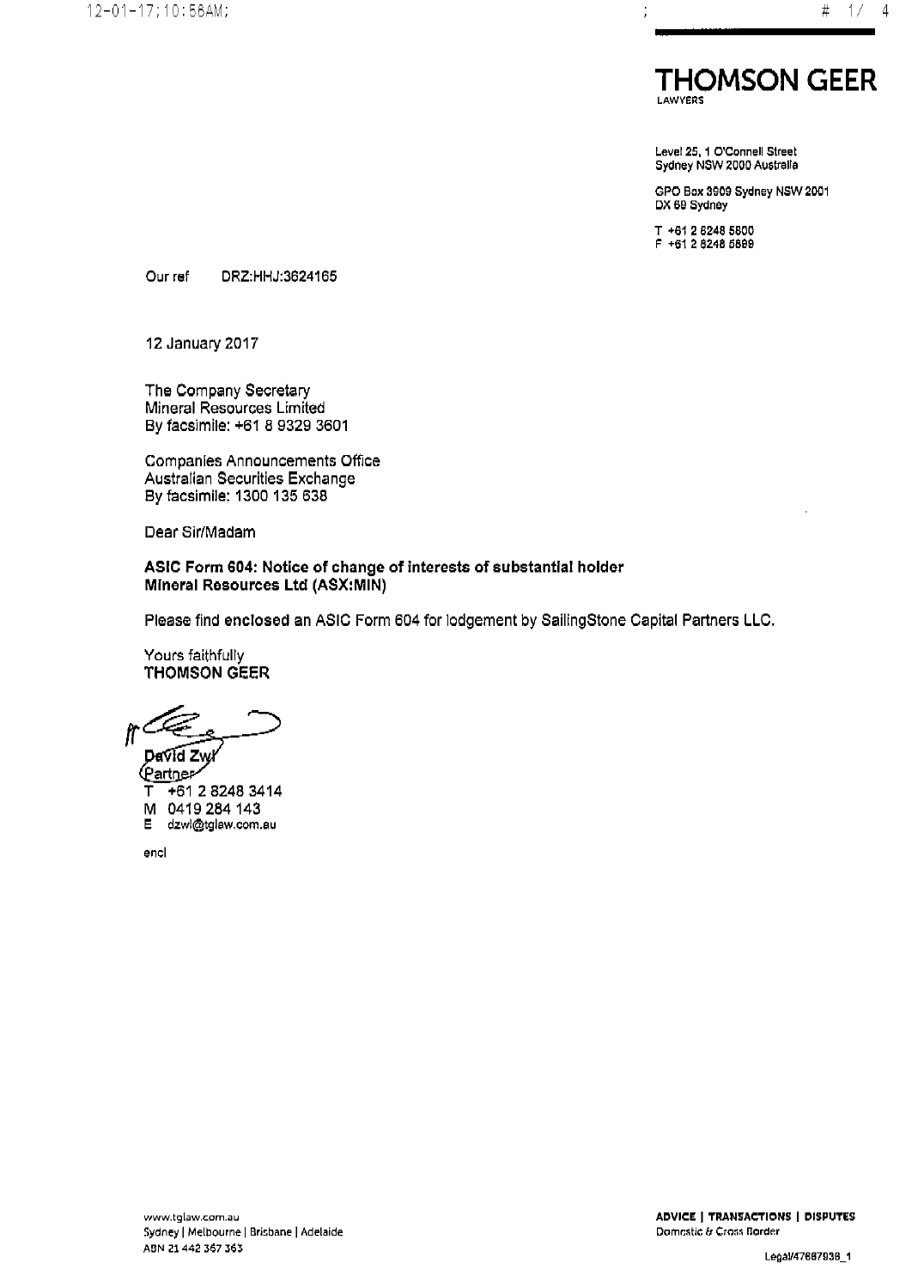**THOMSON GEER**
LAWYERS

Level 25, 1 O'Connell Street
Sydney NSW 2000 Australia

GPO Box 3909 Sydney NSW 2001
DX 69 Sydney

T +61 2 8248 5800
F +61 2 8248 5899

Our ref DRZ:HHJ:3624165

12 January 2017

The Company Secretary
Mineral Resources Limited
By facsimile: +61 8 9329 3601

Companies Announcements Office
Australian Securities Exchange
By facsimile: 1300 135 638

Dear Sir/Madam

**ASIC Form 604: Notice of change of interests of substantial holder**
**Mineral Resources Ltd (ASX:MIN)**

Please find enclosed an ASIC Form 604 for lodgement by SailingStone Capital Partners LLC.

Yours faithfully
**THOMSON GEER**

David Zwi
Partner
T +61 2 8248 3414
M 0419 284 143
E dzwi@tglaw.com.au

encl

www.tglaw.com.au
Sydney | Melbourne | Brisbane | Adelaide
ABN 21 442 367 363

**ADVICE | TRANSACTIONS | DISPUTES**
Domestic & Cross Border

Legal/47887938_1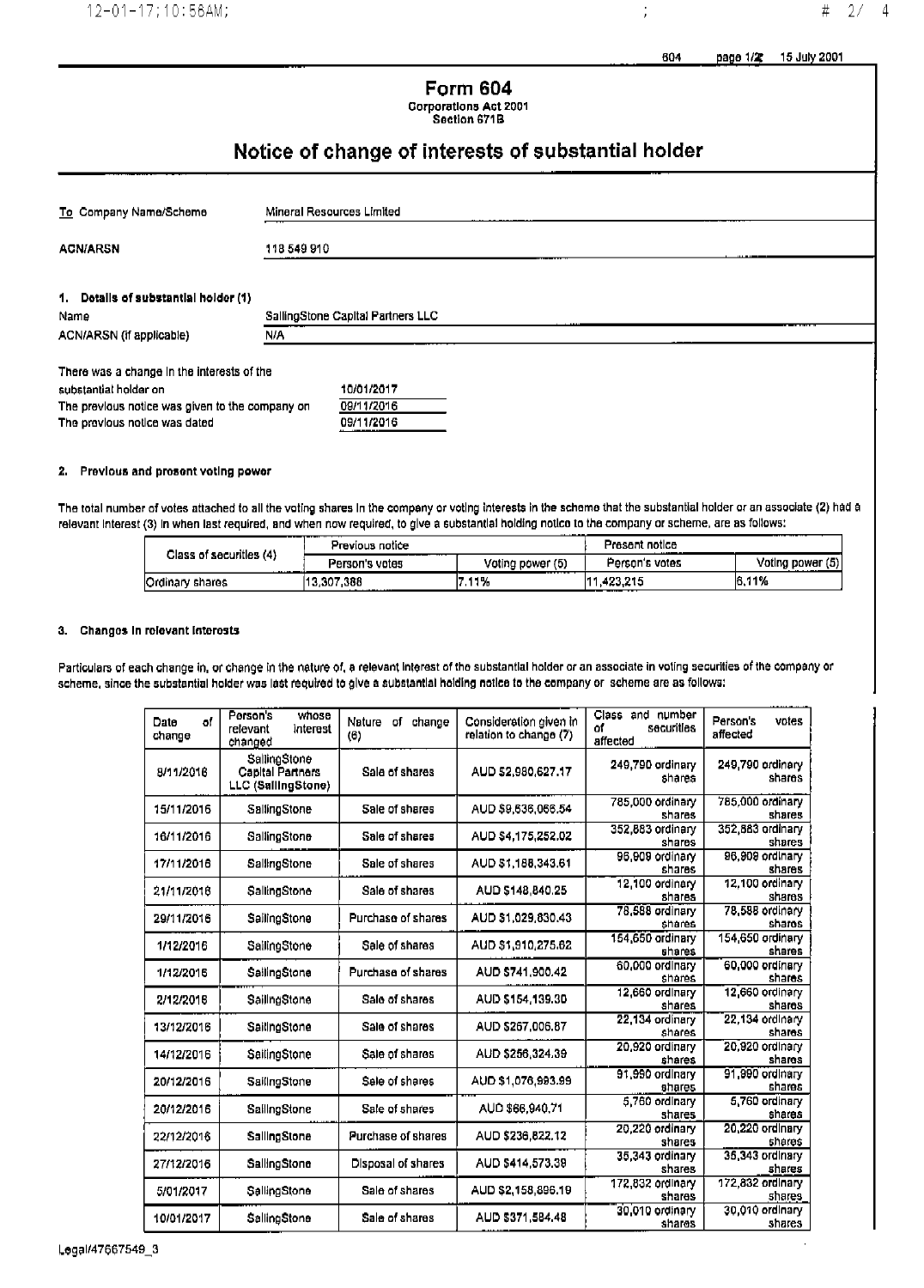# Form 604

Corporations Act 2001
Section 671B

## Notice of change of interests of substantial holder

To Company Name/Scheme: Mineral Resources Limited

ACN/ARSN: 118 549 910

### 1. Details of substantial holder (1)

Name: SailingStone Capital Partners LLC

ACN/ARSN (if applicable): N/A

There was a change in the interests of the substantial holder on: 10/01/2017

The previous notice was given to the company on: 09/11/2016

The previous notice was dated: 09/11/2016

### 2. Previous and present voting power

The total number of votes attached to all the voting shares in the company or voting interests in the scheme that the substantial holder or an associate (2) had a relevant interest (3) in when last required, and when now required, to give a substantial holding notice to the company or scheme, are as follows:

| Class of securities (4) | Previous notice | | Present notice | |
|---|---|---|---|---|
| | Person's votes | Voting power (5) | Person's votes | Voting power (5) |
| Ordinary shares | 13,307,388 | 7.11% | 11,423,215 | 6.11% |

### 3. Changes in relevant interests

Particulars of each change in, or change in the nature of, a relevant interest of the substantial holder or an associate in voting securities of the company or scheme, since the substantial holder was last required to give a substantial holding notice to the company or scheme are as follows:

| Date of change | Person's whose relevant interest changed | Nature of change (6) | Consideration given in relation to change (7) | Class and number of securities affected | Person's votes affected |
|---|---|---|---|---|---|
| 8/11/2016 | SailingStone Capital Partners LLC (SailingStone) | Sale of shares | AUD $2,980,627.17 | 249,790 ordinary shares | 249,790 ordinary shares |
| 15/11/2016 | SailingStone | Sale of shares | AUD $9,536,066.54 | 785,000 ordinary shares | 785,000 ordinary shares |
| 16/11/2016 | SailingStone | Sale of shares | AUD $4,175,252.02 | 352,883 ordinary shares | 352,883 ordinary shares |
| 17/11/2016 | SailingStone | Sale of shares | AUD $1,188,343.61 | 96,909 ordinary shares | 96,909 ordinary shares |
| 21/11/2016 | SailingStone | Sale of shares | AUD $148,840.25 | 12,100 ordinary shares | 12,100 ordinary shares |
| 29/11/2016 | SailingStone | Purchase of shares | AUD $1,029,630.43 | 78,588 ordinary shares | 78,588 ordinary shares |
| 1/12/2016 | SailingStone | Sale of shares | AUD $1,910,275.62 | 154,650 ordinary shares | 154,650 ordinary shares |
| 1/12/2016 | SailingStone | Purchase of shares | AUD $741,900.42 | 60,000 ordinary shares | 60,000 ordinary shares |
| 2/12/2016 | SailingStone | Sale of shares | AUD $154,139.30 | 12,660 ordinary shares | 12,660 ordinary shares |
| 13/12/2016 | SailingStone | Sale of shares | AUD $257,006.87 | 22,134 ordinary shares | 22,134 ordinary shares |
| 14/12/2016 | SailingStone | Sale of shares | AUD $256,324.39 | 20,920 ordinary shares | 20,920 ordinary shares |
| 20/12/2016 | SailingStone | Sale of shares | AUD $1,076,993.99 | 91,990 ordinary shares | 91,990 ordinary shares |
| 20/12/2016 | SailingStone | Sale of shares | AUD $66,940.71 | 5,760 ordinary shares | 5,760 ordinary shares |
| 22/12/2016 | SailingStone | Purchase of shares | AUD $236,822.12 | 20,220 ordinary shares | 20,220 ordinary shares |
| 27/12/2016 | SailingStone | Disposal of shares | AUD $414,573.39 | 35,343 ordinary shares | 35,343 ordinary shares |
| 5/01/2017 | SailingStone | Sale of shares | AUD $2,158,896.19 | 172,832 ordinary shares | 172,832 ordinary shares |
| 10/01/2017 | SailingStone | Sale of shares | AUD $371,584.48 | 30,010 ordinary shares | 30,010 ordinary shares |

Legal/47667549_3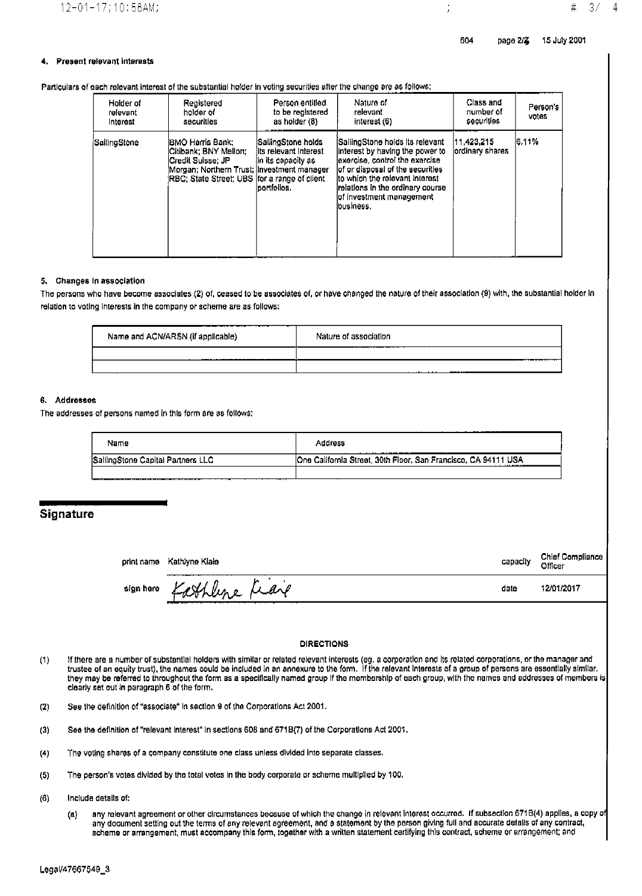604 page 2/2 15 July 2001

#### 4. Present relevant interests

Particulars of each relevant interest of the substantial holder in voting securities after the change are as follows:

| Holder of relevant interest | Registered holder of securities | Person entitled to be registered as holder (8) | Nature of relevant interest (6) | Class and number of securities | Person's votes |
|---|---|---|---|---|---|
| SailingStone | BMO Harris Bank; Citibank; BNY Mellon; Credit Suisse; JP Morgan; Northern Trust; RBC; State Street; UBS | SailingStone holds its relevant interest in its capacity as investment manager for a range of client portfolios. | SailingStone holds its relevant interest by having the power to exercise, control the exercise of or disposal of the securities to which the relevant interest relations in the ordinary course of investment management business. | 11,423,215 ordinary shares | 6.11% |

#### 5. Changes in association

The persons who have become associates (2) of, ceased to be associates of, or have changed the nature of their association (9) with, the substantial holder in relation to voting interests in the company or scheme are as follows:

| Name and ACN/ARSN (if applicable) | Nature of association |
|---|---|
| | |
| | |

#### 6. Addresses

The addresses of persons named in this form are as follows:

| Name | Address |
|---|---|
| SailingStone Capital Partners LLC | One California Street, 30th Floor, San Francisco, CA 94111 USA |
| | |

## Signature

print name Kathlyne Kiaie capacity Chief Compliance Officer

sign here *Kathlyne Kiaie* date 12/01/2017

**DIRECTIONS**

(1) If there are a number of substantial holders with similar or related relevant interests (eg. a corporation and its related corporations, or the manager and trustee of an equity trust), the names could be included in an annexure to the form. If the relevant interests of a group of persons are essentially similar, they may be referred to throughout the form as a specifically named group if the membership of each group, with the names and addresses of members is clearly set out in paragraph 6 of the form.

(2) See the definition of "associate" in section 9 of the Corporations Act 2001.

(3) See the definition of "relevant interest" in sections 608 and 671B(7) of the Corporations Act 2001.

(4) The voting shares of a company constitute one class unless divided into separate classes.

(5) The person's votes divided by the total votes in the body corporate or scheme multiplied by 100.

(6) Include details of:

(a) any relevant agreement or other circumstances because of which the change in relevant interest occurred. If subsection 671B(4) applies, a copy of any document setting out the terms of any relevant agreement, and a statement by the person giving full and accurate details of any contract, scheme or arrangement, must accompany this form, together with a written statement certifying this contract, scheme or arrangement; and

Legal/47667549_3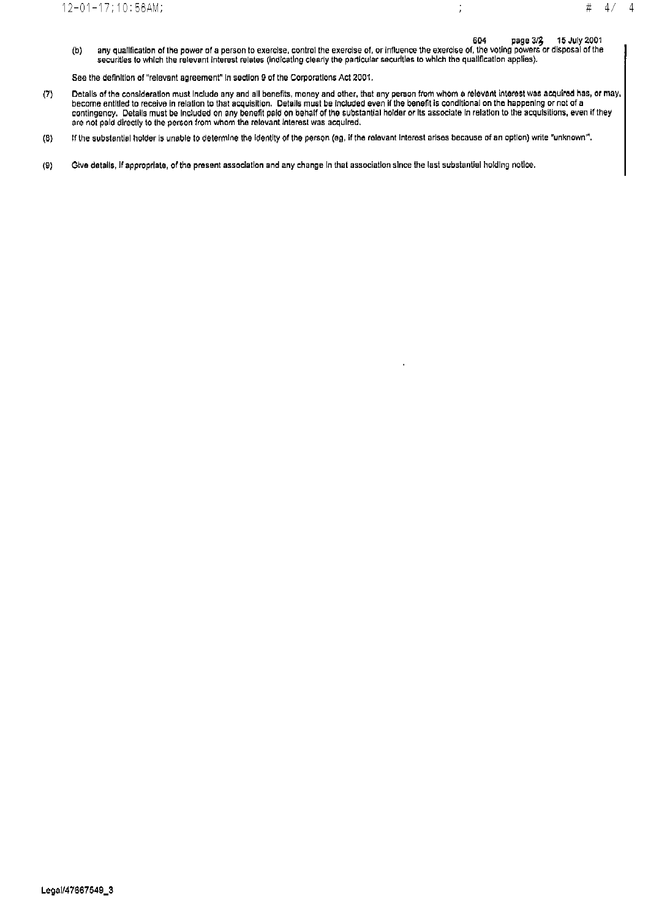(b) any qualification of the power of a person to exercise, control the exercise of, or influence the exercise of, the voting powers or disposal of the securities to which the relevant interest relates (indicating clearly the particular securities to which the qualification applies).

See the definition of "relevant agreement" in section 9 of the Corporations Act 2001.

(7) Details of the consideration must include any and all benefits, money and other, that any person from whom a relevant interest was acquired has, or may, become entitled to receive in relation to that acquisition. Details must be included even if the benefit is conditional on the happening or not of a contingency. Details must be included on any benefit paid on behalf of the substantial holder or its associate in relation to the acquisitions, even if they are not paid directly to the person from whom the relevant interest was acquired.

(8) If the substantial holder is unable to determine the identity of the person (eg. if the relevant interest arises because of an option) write "unknown".

(9) Give details, if appropriate, of the present association and any change in that association since the last substantial holding notice.

Legal/47667549_3